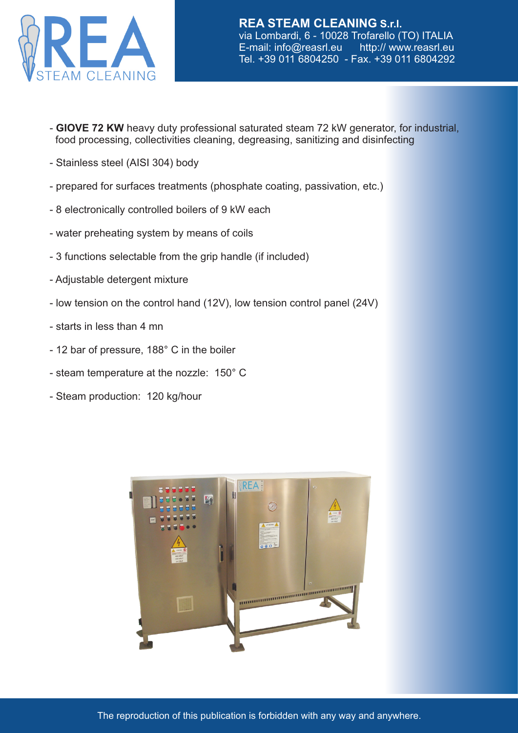**REA STEAM CLEANING S.r.l.**
via Lombardi, 6 - 10028 Trofarello (TO) ITALIA
E-mail: info@reasrl.eu http:// www.reasrl.eu
Tel. +39 011 6804250 - Fax. +39 011 6804292

- **GIOVE 72 KW** heavy duty professional saturated steam 72 kW generator, for industrial, food processing, collectivities cleaning, degreasing, sanitizing and disinfecting
- Stainless steel (AISI 304) body
- prepared for surfaces treatments (phosphate coating, passivation, etc.)
- 8 electronically controlled boilers of 9 kW each
- water preheating system by means of coils
- 3 functions selectable from the grip handle (if included)
- Adjustable detergent mixture
- low tension on the control hand (12V), low tension control panel (24V)
- starts in less than 4 mn
- 12 bar of pressure, 188° C in the boiler
- steam temperature at the nozzle: 150° C
- Steam production: 120 kg/hour

The reproduction of this publication is forbidden with any way and anywhere.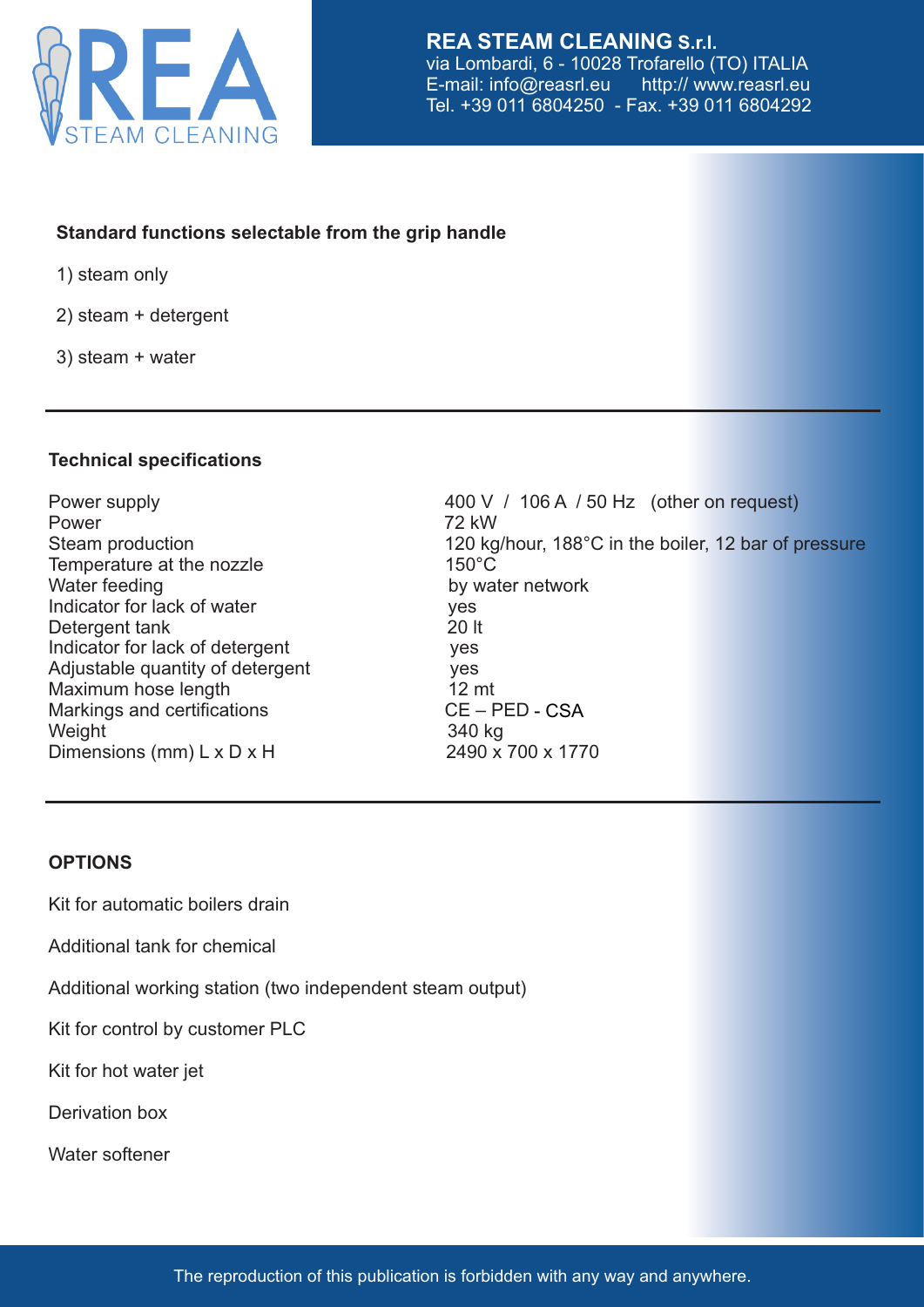**REA STEAM CLEANING S.r.l.**
via Lombardi, 6 - 10028 Trofarello (TO) ITALIA
E-mail: info@reasrl.eu http:// www.reasrl.eu
Tel. +39 011 6804250 - Fax. +39 011 6804292

## Standard functions selectable from the grip handle

1) steam only

2) steam + detergent

3) steam + water

## Technical specifications

| | |
|---|---|
| Power supply | 400 V / 106 A / 50 Hz (other on request) |
| Power | 72 kW |
| Steam production | 120 kg/hour, 188°C in the boiler, 12 bar of pressure |
| Temperature at the nozzle | 150°C |
| Water feeding | by water network |
| Indicator for lack of water | yes |
| Detergent tank | 20 lt |
| Indicator for lack of detergent | yes |
| Adjustable quantity of detergent | yes |
| Maximum hose length | 12 mt |
| Markings and certifications | CE – PED - CSA |
| Weight | 340 kg |
| Dimensions (mm) L x D x H | 2490 x 700 x 1770 |

## OPTIONS

Kit for automatic boilers drain

Additional tank for chemical

Additional working station (two independent steam output)

Kit for control by customer PLC

Kit for hot water jet

Derivation box

Water softener

The reproduction of this publication is forbidden with any way and anywhere.